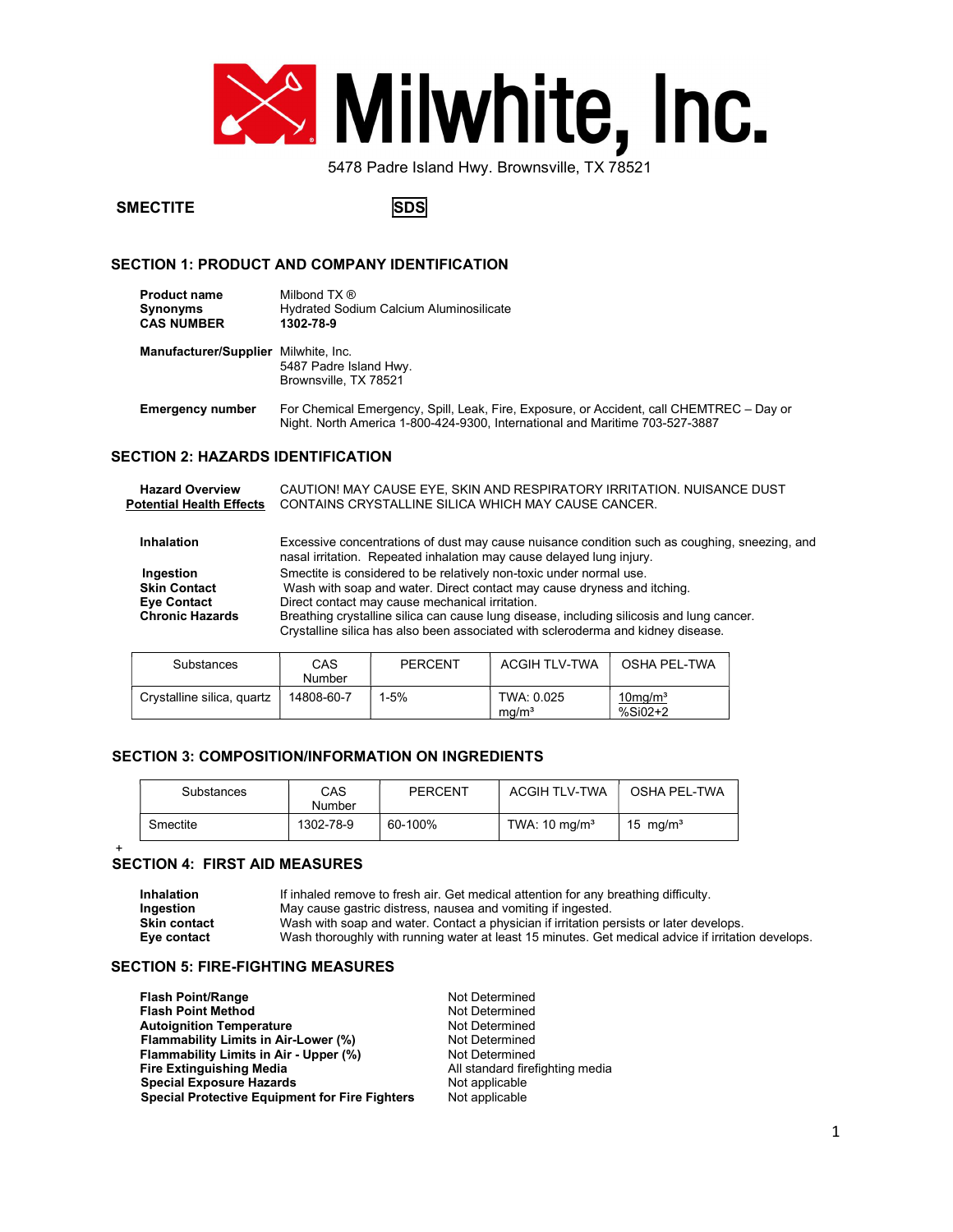# Milwhite, Inc.

5478 Padre Island Hwy. Brownsville, TX 78521

**SMECTITE** **SDS**

## SECTION 1: PRODUCT AND COMPANY IDENTIFICATION

**Product name** Milbond TX ®
**Synonyms** Hydrated Sodium Calcium Aluminosilicate
**CAS NUMBER** **1302-78-9**

**Manufacturer/Supplier** Milwhite, Inc.
5487 Padre Island Hwy.
Brownsville, TX 78521

**Emergency number** For Chemical Emergency, Spill, Leak, Fire, Exposure, or Accident, call CHEMTREC – Day or Night. North America 1-800-424-9300, International and Maritime 703-527-3887

## SECTION 2: HAZARDS IDENTIFICATION

**Hazard Overview** CAUTION! MAY CAUSE EYE, SKIN AND RESPIRATORY IRRITATION. NUISANCE DUST
**Potential Health Effects** CONTAINS CRYSTALLINE SILICA WHICH MAY CAUSE CANCER.

**Inhalation** Excessive concentrations of dust may cause nuisance condition such as coughing, sneezing, and nasal irritation. Repeated inhalation may cause delayed lung injury.
**Ingestion** Smectite is considered to be relatively non-toxic under normal use.
**Skin Contact** Wash with soap and water. Direct contact may cause dryness and itching.
**Eye Contact** Direct contact may cause mechanical irritation.
**Chronic Hazards** Breathing crystalline silica can cause lung disease, including silicosis and lung cancer. Crystalline silica has also been associated with scleroderma and kidney disease.

| Substances | CAS Number | PERCENT | ACGIH TLV-TWA | OSHA PEL-TWA |
|---|---|---|---|---|
| Crystalline silica, quartz | 14808-60-7 | 1-5% | TWA: 0.025 mg/m³ | 10mg/m³ / %Si02+2 |

## SECTION 3: COMPOSITION/INFORMATION ON INGREDIENTS

| Substances | CAS Number | PERCENT | ACGIH TLV-TWA | OSHA PEL-TWA |
|---|---|---|---|---|
| Smectite | 1302-78-9 | 60-100% | TWA: 10 mg/m³ | 15 mg/m³ |

+

## SECTION 4: FIRST AID MEASURES

**Inhalation** If inhaled remove to fresh air. Get medical attention for any breathing difficulty.
**Ingestion** May cause gastric distress, nausea and vomiting if ingested.
**Skin contact** Wash with soap and water. Contact a physician if irritation persists or later develops.
**Eye contact** Wash thoroughly with running water at least 15 minutes. Get medical advice if irritation develops.

## SECTION 5: FIRE-FIGHTING MEASURES

**Flash Point/Range** Not Determined
**Flash Point Method** Not Determined
**Autoignition Temperature** Not Determined
**Flammability Limits in Air-Lower (%)** Not Determined
**Flammability Limits in Air - Upper (%)** Not Determined
**Fire Extinguishing Media** All standard firefighting media
**Special Exposure Hazards** Not applicable
**Special Protective Equipment for Fire Fighters** Not applicable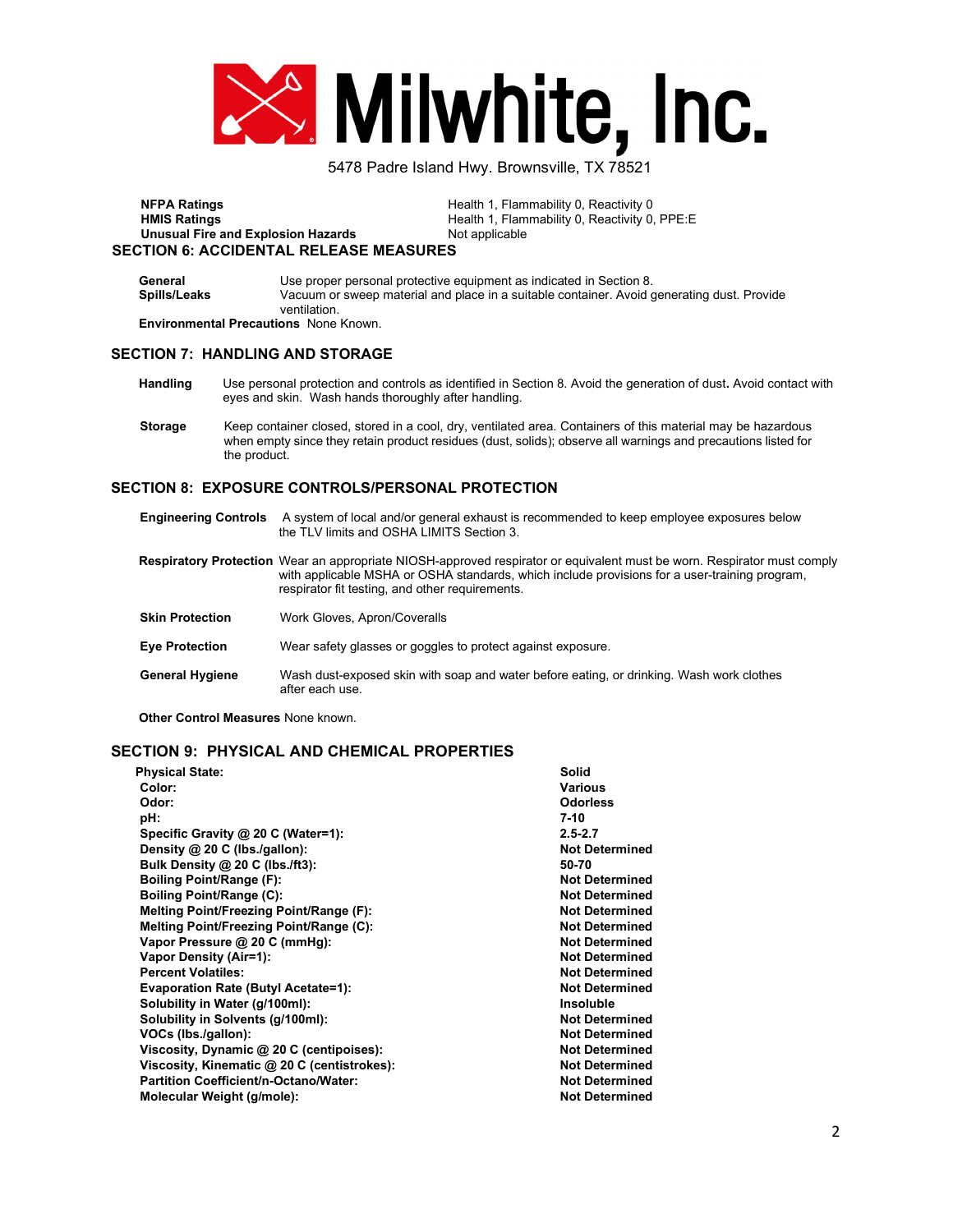# Milwhite, Inc.

5478 Padre Island Hwy. Brownsville, TX 78521

| | |
|---|---|
| **NFPA Ratings** | Health 1, Flammability 0, Reactivity 0 |
| **HMIS Ratings** | Health 1, Flammability 0, Reactivity 0, PPE:E |
| **Unusual Fire and Explosion Hazards** | Not applicable |

## SECTION 6: ACCIDENTAL RELEASE MEASURES

**General** Use proper personal protective equipment as indicated in Section 8.

**Spills/Leaks** Vacuum or sweep material and place in a suitable container. Avoid generating dust. Provide ventilation.

**Environmental Precautions** None Known.

## SECTION 7: HANDLING AND STORAGE

**Handling** Use personal protection and controls as identified in Section 8. Avoid the generation of dust**.** Avoid contact with eyes and skin. Wash hands thoroughly after handling.

**Storage** Keep container closed, stored in a cool, dry, ventilated area. Containers of this material may be hazardous when empty since they retain product residues (dust, solids); observe all warnings and precautions listed for the product.

## SECTION 8: EXPOSURE CONTROLS/PERSONAL PROTECTION

**Engineering Controls** A system of local and/or general exhaust is recommended to keep employee exposures below the TLV limits and OSHA LIMITS Section 3.

**Respiratory Protection** Wear an appropriate NIOSH-approved respirator or equivalent must be worn. Respirator must comply with applicable MSHA or OSHA standards, which include provisions for a user-training program, respirator fit testing, and other requirements.

**Skin Protection** Work Gloves, Apron/Coveralls

**Eye Protection** Wear safety glasses or goggles to protect against exposure.

**General Hygiene** Wash dust-exposed skin with soap and water before eating, or drinking. Wash work clothes after each use.

**Other Control Measures** None known.

## SECTION 9: PHYSICAL AND CHEMICAL PROPERTIES

| | |
|---|---|
| **Physical State:** | **Solid** |
| **Color:** | **Various** |
| **Odor:** | **Odorless** |
| **pH:** | **7-10** |
| **Specific Gravity @ 20 C (Water=1):** | **2.5-2.7** |
| **Density @ 20 C (lbs./gallon):** | **Not Determined** |
| **Bulk Density @ 20 C (lbs./ft3):** | **50-70** |
| **Boiling Point/Range (F):** | **Not Determined** |
| **Boiling Point/Range (C):** | **Not Determined** |
| **Melting Point/Freezing Point/Range (F):** | **Not Determined** |
| **Melting Point/Freezing Point/Range (C):** | **Not Determined** |
| **Vapor Pressure @ 20 C (mmHg):** | **Not Determined** |
| **Vapor Density (Air=1):** | **Not Determined** |
| **Percent Volatiles:** | **Not Determined** |
| **Evaporation Rate (Butyl Acetate=1):** | **Not Determined** |
| **Solubility in Water (g/100ml):** | **Insoluble** |
| **Solubility in Solvents (g/100ml):** | **Not Determined** |
| **VOCs (lbs./gallon):** | **Not Determined** |
| **Viscosity, Dynamic @ 20 C (centipoises):** | **Not Determined** |
| **Viscosity, Kinematic @ 20 C (centistrokes):** | **Not Determined** |
| **Partition Coefficient/n-Octano/Water:** | **Not Determined** |
| **Molecular Weight (g/mole):** | **Not Determined** |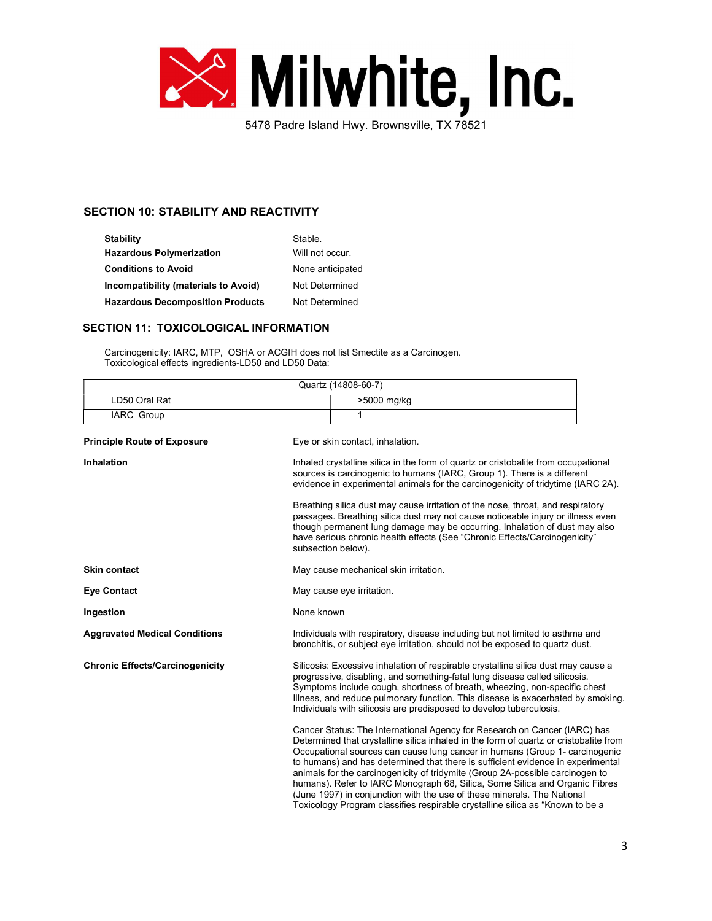# Milwhite, Inc.

5478 Padre Island Hwy. Brownsville, TX 78521

## SECTION 10: STABILITY AND REACTIVITY

| | |
|---|---|
| **Stability** | Stable. |
| **Hazardous Polymerization** | Will not occur. |
| **Conditions to Avoid** | None anticipated |
| **Incompatibility (materials to Avoid)** | Not Determined |
| **Hazardous Decomposition Products** | Not Determined |

## SECTION 11: TOXICOLOGICAL INFORMATION

Carcinogenicity: IARC, MTP, OSHA or ACGIH does not list Smectite as a Carcinogen.
Toxicological effects ingredients-LD50 and LD50 Data:

| Quartz (14808-60-7) | |
|---|---|
| LD50 Oral Rat | >5000 mg/kg |
| IARC Group | 1 |

**Principle Route of Exposure**

Eye or skin contact, inhalation.

**Inhalation**

Inhaled crystalline silica in the form of quartz or cristobalite from occupational sources is carcinogenic to humans (IARC, Group 1). There is a different evidence in experimental animals for the carcinogenicity of tridytime (IARC 2A).

Breathing silica dust may cause irritation of the nose, throat, and respiratory passages. Breathing silica dust may not cause noticeable injury or illness even though permanent lung damage may be occurring. Inhalation of dust may also have serious chronic health effects (See "Chronic Effects/Carcinogenicity" subsection below).

**Skin contact**

May cause mechanical skin irritation.

**Eye Contact**

May cause eye irritation.

**Ingestion**

None known

**Aggravated Medical Conditions**

Individuals with respiratory, disease including but not limited to asthma and bronchitis, or subject eye irritation, should not be exposed to quartz dust.

**Chronic Effects/Carcinogenicity**

Silicosis: Excessive inhalation of respirable crystalline silica dust may cause a progressive, disabling, and something-fatal lung disease called silicosis. Symptoms include cough, shortness of breath, wheezing, non-specific chest Illness, and reduce pulmonary function. This disease is exacerbated by smoking. Individuals with silicosis are predisposed to develop tuberculosis.

Cancer Status: The International Agency for Research on Cancer (IARC) has Determined that crystalline silica inhaled in the form of quartz or cristobalite from Occupational sources can cause lung cancer in humans (Group 1- carcinogenic to humans) and has determined that there is sufficient evidence in experimental animals for the carcinogenicity of tridymite (Group 2A-possible carcinogen to humans). Refer to IARC Monograph 68, Silica, Some Silica and Organic Fibres (June 1997) in conjunction with the use of these minerals. The National Toxicology Program classifies respirable crystalline silica as "Known to be a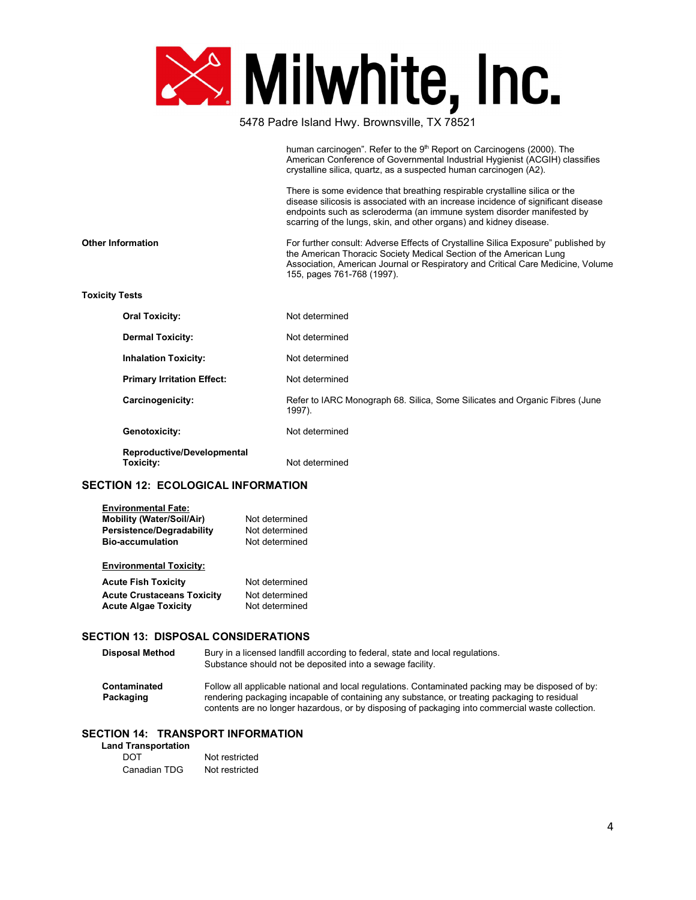| | |
|---|---|
| | human carcinogen". Refer to the 9th Report on Carcinogens (2000). The American Conference of Governmental Industrial Hygienist (ACGIH) classifies crystalline silica, quartz, as a suspected human carcinogen (A2).<br><br>There is some evidence that breathing respirable crystalline silica or the disease silicosis is associated with an increase incidence of significant disease endpoints such as scleroderma (an immune system disorder manifested by scarring of the lungs, skin, and other organs) and kidney disease. |
| **Other Information** | For further consult: Adverse Effects of Crystalline Silica Exposure" published by the American Thoracic Society Medical Section of the American Lung Association, American Journal or Respiratory and Critical Care Medicine, Volume 155, pages 761-768 (1997). |

**Toxicity Tests**

| | |
|---|---|
| **Oral Toxicity:** | Not determined |
| **Dermal Toxicity:** | Not determined |
| **Inhalation Toxicity:** | Not determined |
| **Primary Irritation Effect:** | Not determined |
| **Carcinogenicity:** | Refer to IARC Monograph 68. Silica, Some Silicates and Organic Fibres (June 1997). |
| **Genotoxicity:** | Not determined |
| **Reproductive/Developmental Toxicity:** | Not determined |

## SECTION 12: ECOLOGICAL INFORMATION

**Environmental Fate:**

| | |
|---|---|
| **Mobility (Water/Soil/Air)** | Not determined |
| **Persistence/Degradability** | Not determined |
| **Bio-accumulation** | Not determined |

**Environmental Toxicity:**

| | |
|---|---|
| **Acute Fish Toxicity** | Not determined |
| **Acute Crustaceans Toxicity** | Not determined |
| **Acute Algae Toxicity** | Not determined |

## SECTION 13: DISPOSAL CONSIDERATIONS

| | |
|---|---|
| **Disposal Method** | Bury in a licensed landfill according to federal, state and local regulations. Substance should not be deposited into a sewage facility. |
| **Contaminated Packaging** | Follow all applicable national and local regulations. Contaminated packing may be disposed of by: rendering packaging incapable of containing any substance, or treating packaging to residual contents are no longer hazardous, or by disposing of packaging into commercial waste collection. |

## SECTION 14: TRANSPORT INFORMATION

**Land Transportation**

| | |
|---|---|
| DOT | Not restricted |
| Canadian TDG | Not restricted |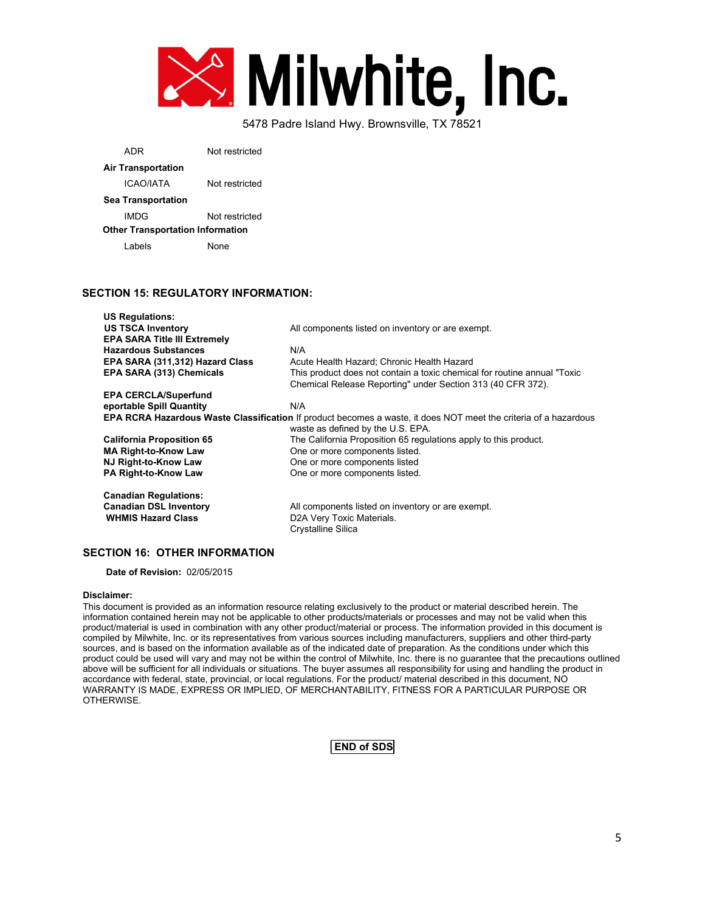| | |
|---|---|
| ADR | Not restricted |
| **Air Transportation** | |
| ICAO/IATA | Not restricted |
| **Sea Transportation** | |
| IMDG | Not restricted |
| **Other Transportation Information** | |
| Labels | None |

## SECTION 15: REGULATORY INFORMATION:

| | |
|---|---|
| **US Regulations:** | |
| **US TSCA Inventory** | All components listed on inventory or are exempt. |
| **EPA SARA Title III Extremely Hazardous Substances** | N/A |
| **EPA SARA (311,312) Hazard Class** | Acute Health Hazard; Chronic Health Hazard |
| **EPA SARA (313) Chemicals** | This product does not contain a toxic chemical for routine annual "Toxic Chemical Release Reporting" under Section 313 (40 CFR 372). |
| **EPA CERCLA/Superfund eportable Spill Quantity** | N/A |
| **EPA RCRA Hazardous Waste Classification** | If product becomes a waste, it does NOT meet the criteria of a hazardous waste as defined by the U.S. EPA. |
| **California Proposition 65** | The California Proposition 65 regulations apply to this product. |
| **MA Right-to-Know Law** | One or more components listed. |
| **NJ Right-to-Know Law** | One or more components listed |
| **PA Right-to-Know Law** | One or more components listed. |
| **Canadian Regulations:** | |
| **Canadian DSL Inventory** | All components listed on inventory or are exempt. |
| **WHMIS Hazard Class** | D2A Very Toxic Materials. Crystalline Silica |

## SECTION 16: OTHER INFORMATION

**Date of Revision:** 02/05/2015

**Disclaimer:**

This document is provided as an information resource relating exclusively to the product or material described herein. The information contained herein may not be applicable to other products/materials or processes and may not be valid when this product/material is used in combination with any other product/material or process. The information provided in this document is compiled by Milwhite, Inc. or its representatives from various sources including manufacturers, suppliers and other third-party sources, and is based on the information available as of the indicated date of preparation. As the conditions under which this product could be used will vary and may not be within the control of Milwhite, Inc. there is no guarantee that the precautions outlined above will be sufficient for all individuals or situations. The buyer assumes all responsibility for using and handling the product in accordance with federal, state, provincial, or local regulations. For the product/ material described in this document, NO WARRANTY IS MADE, EXPRESS OR IMPLIED, OF MERCHANTABILITY, FITNESS FOR A PARTICULAR PURPOSE OR OTHERWISE.

**END of SDS**